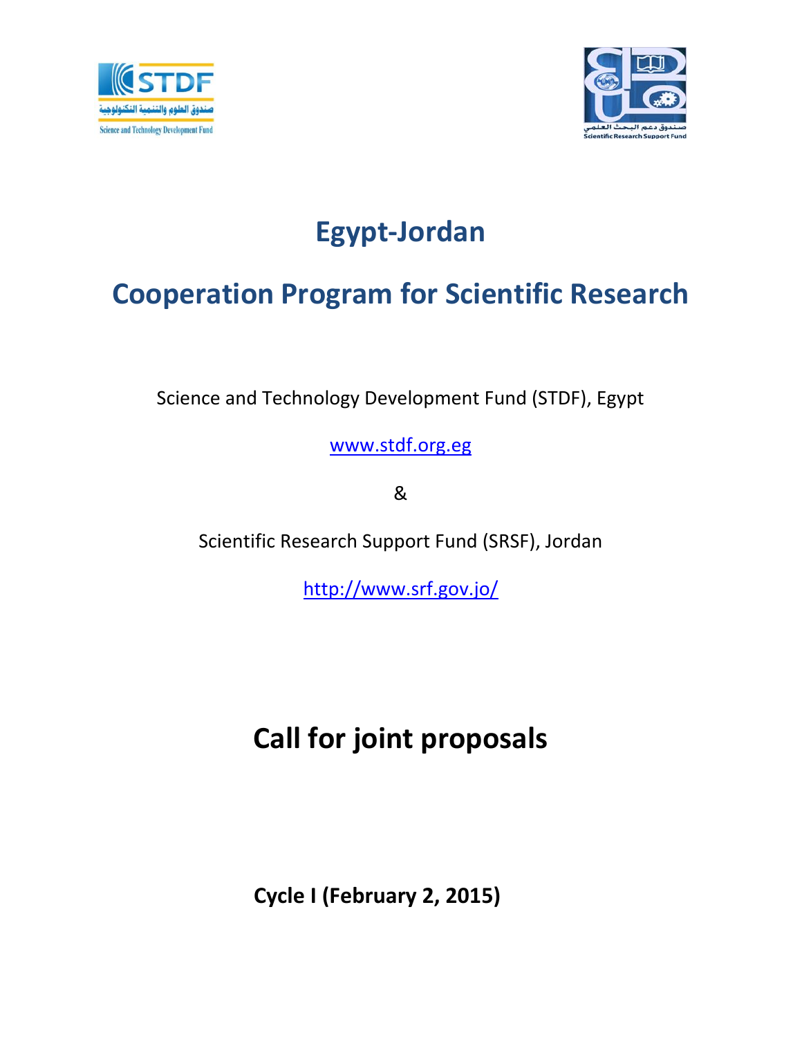# Egypt-Jordan

# Cooperation Program for Scientific Research

Science and Technology Development Fund (STDF), Egypt

www.stdf.org.eg

&

Scientific Research Support Fund (SRSF), Jordan

http://www.srf.gov.jo/

# Call for joint proposals

**Cycle I (February 2, 2015)**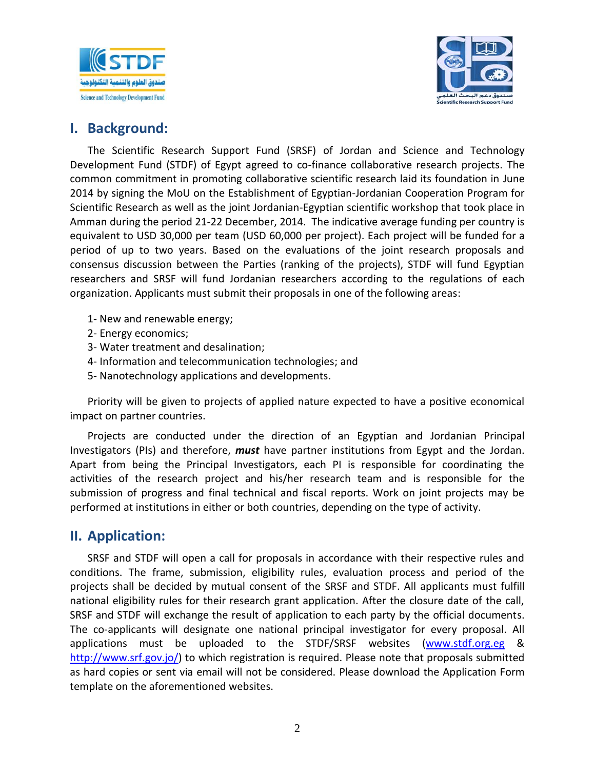## I. Background:

The Scientific Research Support Fund (SRSF) of Jordan and Science and Technology Development Fund (STDF) of Egypt agreed to co-finance collaborative research projects. The common commitment in promoting collaborative scientific research laid its foundation in June 2014 by signing the MoU on the Establishment of Egyptian-Jordanian Cooperation Program for Scientific Research as well as the joint Jordanian-Egyptian scientific workshop that took place in Amman during the period 21-22 December, 2014. The indicative average funding per country is equivalent to USD 30,000 per team (USD 60,000 per project). Each project will be funded for a period of up to two years. Based on the evaluations of the joint research proposals and consensus discussion between the Parties (ranking of the projects), STDF will fund Egyptian researchers and SRSF will fund Jordanian researchers according to the regulations of each organization. Applicants must submit their proposals in one of the following areas:

1- New and renewable energy;
2- Energy economics;
3- Water treatment and desalination;
4- Information and telecommunication technologies; and
5- Nanotechnology applications and developments.

Priority will be given to projects of applied nature expected to have a positive economical impact on partner countries.

Projects are conducted under the direction of an Egyptian and Jordanian Principal Investigators (PIs) and therefore, ***must*** have partner institutions from Egypt and the Jordan. Apart from being the Principal Investigators, each PI is responsible for coordinating the activities of the research project and his/her research team and is responsible for the submission of progress and final technical and fiscal reports. Work on joint projects may be performed at institutions in either or both countries, depending on the type of activity.

## II. Application:

SRSF and STDF will open a call for proposals in accordance with their respective rules and conditions. The frame, submission, eligibility rules, evaluation process and period of the projects shall be decided by mutual consent of the SRSF and STDF. All applicants must fulfill national eligibility rules for their research grant application. After the closure date of the call, SRSF and STDF will exchange the result of application to each party by the official documents. The co-applicants will designate one national principal investigator for every proposal. All applications must be uploaded to the STDF/SRSF websites ([www.stdf.org.eg](http://www.stdf.org.eg) & [http://www.srf.gov.jo/](http://www.srf.gov.jo/)) to which registration is required. Please note that proposals submitted as hard copies or sent via email will not be considered. Please download the Application Form template on the aforementioned websites.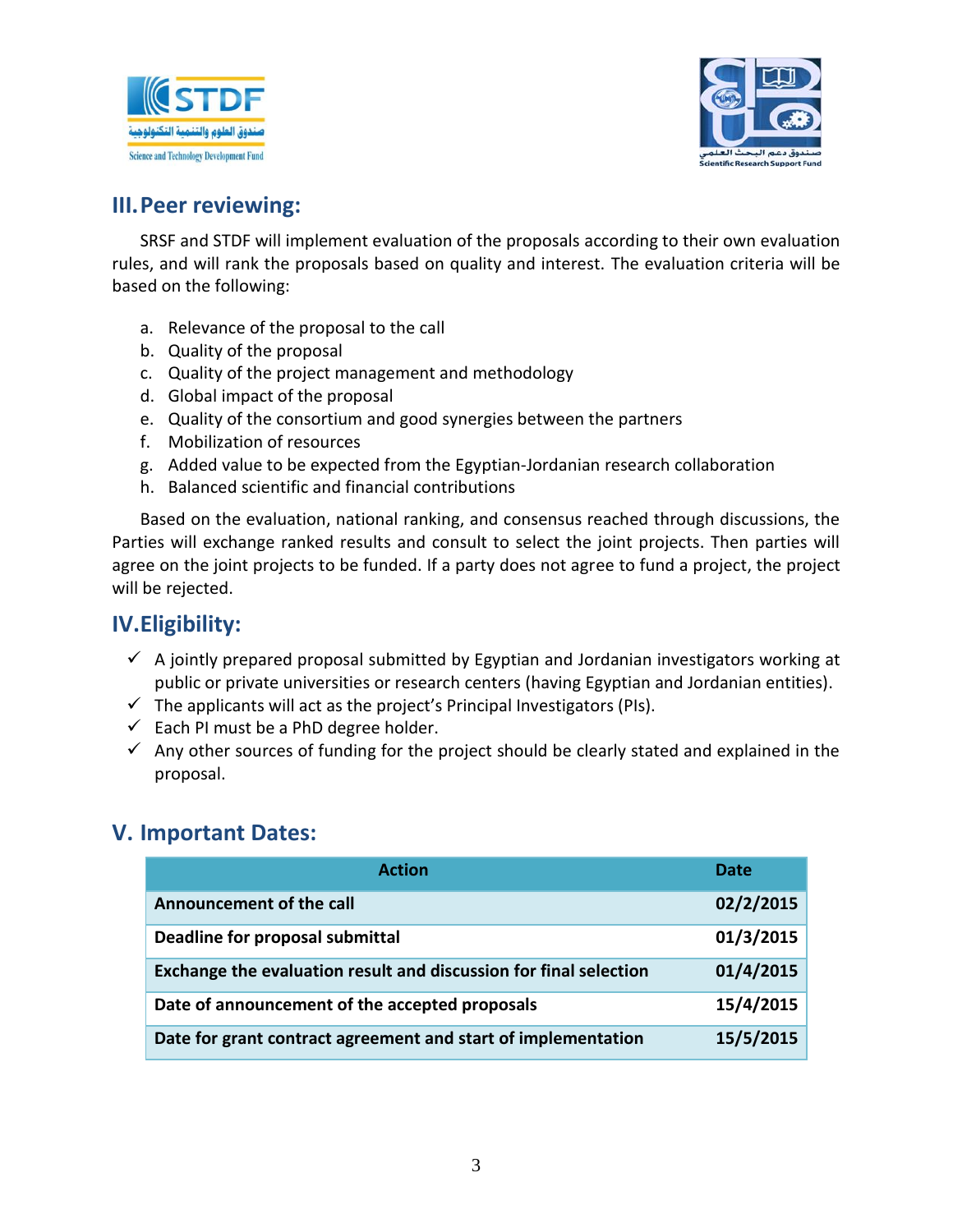## III. Peer reviewing:

SRSF and STDF will implement evaluation of the proposals according to their own evaluation rules, and will rank the proposals based on quality and interest. The evaluation criteria will be based on the following:

a. Relevance of the proposal to the call
b. Quality of the proposal
c. Quality of the project management and methodology
d. Global impact of the proposal
e. Quality of the consortium and good synergies between the partners
f. Mobilization of resources
g. Added value to be expected from the Egyptian-Jordanian research collaboration
h. Balanced scientific and financial contributions

Based on the evaluation, national ranking, and consensus reached through discussions, the Parties will exchange ranked results and consult to select the joint projects. Then parties will agree on the joint projects to be funded. If a party does not agree to fund a project, the project will be rejected.

## IV. Eligibility:

- ✓ A jointly prepared proposal submitted by Egyptian and Jordanian investigators working at public or private universities or research centers (having Egyptian and Jordanian entities).
- ✓ The applicants will act as the project's Principal Investigators (PIs).
- ✓ Each PI must be a PhD degree holder.
- ✓ Any other sources of funding for the project should be clearly stated and explained in the proposal.

## V. Important Dates:

| Action | Date |
|---|---|
| **Announcement of the call** | **02/2/2015** |
| **Deadline for proposal submittal** | **01/3/2015** |
| **Exchange the evaluation result and discussion for final selection** | **01/4/2015** |
| **Date of announcement of the accepted proposals** | **15/4/2015** |
| **Date for grant contract agreement and start of implementation** | **15/5/2015** |